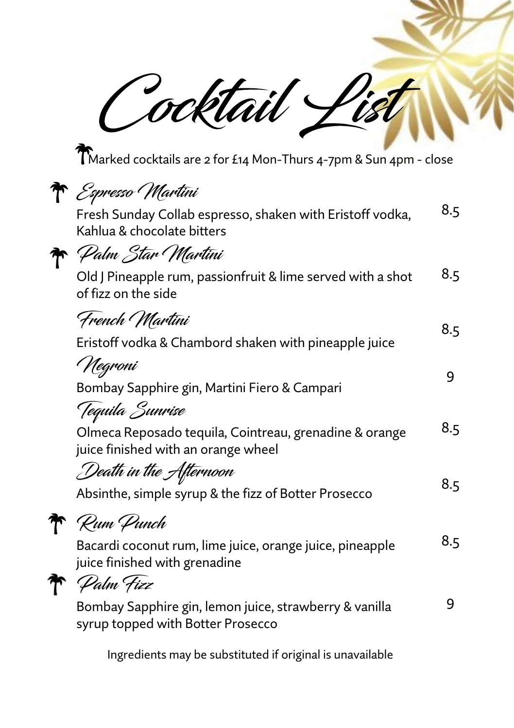# Cocktail List

🌴 Marked cocktails are 2 for £14 Mon-Thurs 4-7pm & Sun 4pm - close

### 🌴 Espresso Martini

Fresh Sunday Collab espresso, shaken with Eristoff vodka, Kahlua & chocolate bitters — 8.5

### 🌴 Palm Star Martini

Old J Pineapple rum, passionfruit & lime served with a shot of fizz on the side — 8.5

### French Martini

Eristoff vodka & Chambord shaken with pineapple juice — 8.5

### Negroni

Bombay Sapphire gin, Martini Fiero & Campari — 9

### Tequila Sunrise

Olmeca Reposado tequila, Cointreau, grenadine & orange juice finished with an orange wheel — 8.5

### Death in the Afternoon

Absinthe, simple syrup & the fizz of Botter Prosecco — 8.5

### 🌴 Rum Punch

Bacardi coconut rum, lime juice, orange juice, pineapple juice finished with grenadine — 8.5

### 🌴 Palm Fizz

Bombay Sapphire gin, lemon juice, strawberry & vanilla syrup topped with Botter Prosecco — 9

Ingredients may be substituted if original is unavailable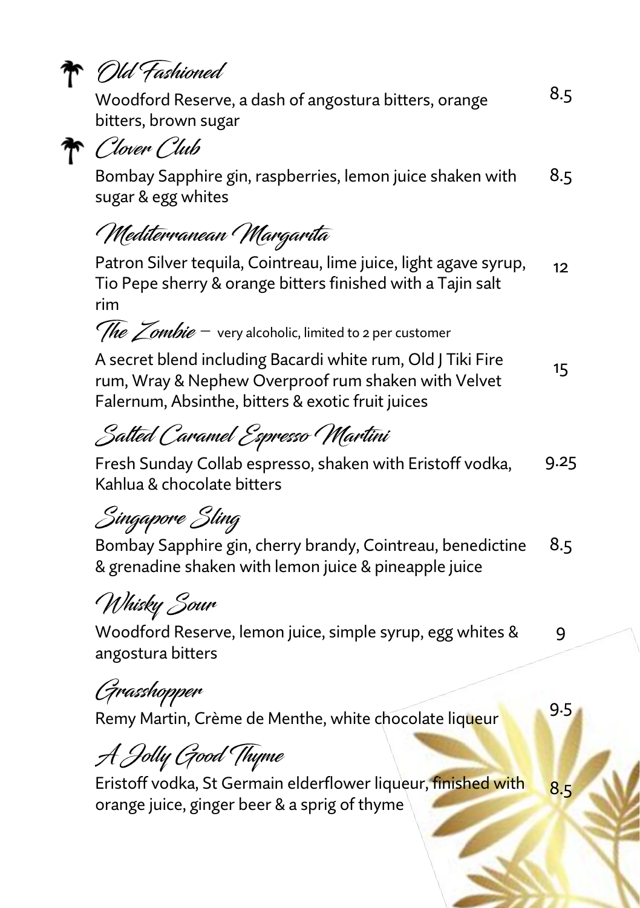## Old Fashioned

Woodford Reserve, a dash of angostura bitters, orange bitters, brown sugar — 8.5

## Clover Club

Bombay Sapphire gin, raspberries, lemon juice shaken with sugar & egg whites — 8.5

## Mediterranean Margarita

Patron Silver tequila, Cointreau, lime juice, light agave syrup, Tio Pepe sherry & orange bitters finished with a Tajin salt rim — 12

## The Zombie – very alcoholic, limited to 2 per customer

A secret blend including Bacardi white rum, Old J Tiki Fire rum, Wray & Nephew Overproof rum shaken with Velvet Falernum, Absinthe, bitters & exotic fruit juices — 15

## Salted Caramel Espresso Martini

Fresh Sunday Collab espresso, shaken with Eristoff vodka, Kahlua & chocolate bitters — 9.25

## Singapore Sling

Bombay Sapphire gin, cherry brandy, Cointreau, benedictine & grenadine shaken with lemon juice & pineapple juice — 8.5

## Whisky Sour

Woodford Reserve, lemon juice, simple syrup, egg whites & angostura bitters — 9

## Grasshopper

Remy Martin, Crème de Menthe, white chocolate liqueur — 9.5

## A Jolly Good Thyme

Eristoff vodka, St Germain elderflower liqueur, finished with orange juice, ginger beer & a sprig of thyme — 8.5